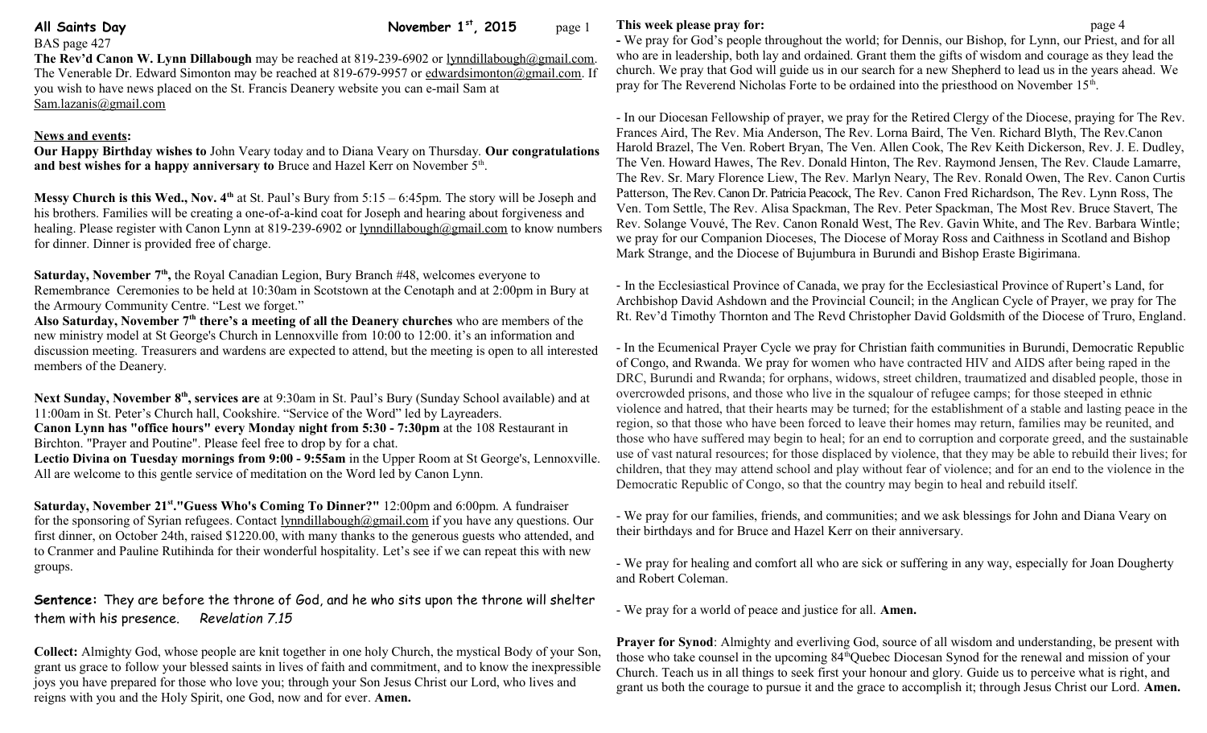**All Saints Day** **November 1st, 2015**

BAS page 427

**The Rev'd Canon W. Lynn Dillabough** may be reached at 819-239-6902 or lynndillabough@gmail.com. The Venerable Dr. Edward Simonton may be reached at 819-679-9957 or edwardsimonton@gmail.com. If you wish to have news placed on the St. Francis Deanery website you can e-mail Sam at Sam.lazanis@gmail.com

## News and events:

**Our Happy Birthday wishes to** John Veary today and to Diana Veary on Thursday. **Our congratulations and best wishes for a happy anniversary to** Bruce and Hazel Kerr on November 5th.

**Messy Church is this Wed., Nov. 4th** at St. Paul's Bury from 5:15 – 6:45pm. The story will be Joseph and his brothers. Families will be creating a one-of-a-kind coat for Joseph and hearing about forgiveness and healing. Please register with Canon Lynn at 819-239-6902 or lynndillabough@gmail.com to know numbers for dinner. Dinner is provided free of charge.

**Saturday, November 7th,** the Royal Canadian Legion, Bury Branch #48, welcomes everyone to Remembrance Ceremonies to be held at 10:30am in Scotstown at the Cenotaph and at 2:00pm in Bury at the Armoury Community Centre. "Lest we forget."

**Also Saturday, November 7th there's a meeting of all the Deanery churches** who are members of the new ministry model at St George's Church in Lennoxville from 10:00 to 12:00. it's an information and discussion meeting. Treasurers and wardens are expected to attend, but the meeting is open to all interested members of the Deanery.

**Next Sunday, November 8th, services are** at 9:30am in St. Paul's Bury (Sunday School available) and at 11:00am in St. Peter's Church hall, Cookshire. "Service of the Word" led by Layreaders.

**Canon Lynn has "office hours" every Monday night from 5:30 - 7:30pm** at the 108 Restaurant in Birchton. "Prayer and Poutine". Please feel free to drop by for a chat.

**Lectio Divina on Tuesday mornings from 9:00 - 9:55am** in the Upper Room at St George's, Lennoxville. All are welcome to this gentle service of meditation on the Word led by Canon Lynn.

**Saturday, November 21st."Guess Who's Coming To Dinner?"** 12:00pm and 6:00pm. A fundraiser for the sponsoring of Syrian refugees. Contact lynndillabough@gmail.com if you have any questions. Our first dinner, on October 24th, raised $1220.00, with many thanks to the generous guests who attended, and to Cranmer and Pauline Rutihinda for their wonderful hospitality. Let's see if we can repeat this with new groups.

**Sentence:** They are before the throne of God, and he who sits upon the throne will shelter them with his presence. *Revelation 7.15*

**Collect:** Almighty God, whose people are knit together in one holy Church, the mystical Body of your Son, grant us grace to follow your blessed saints in lives of faith and commitment, and to know the inexpressible joys you have prepared for those who love you; through your Son Jesus Christ our Lord, who lives and reigns with you and the Holy Spirit, one God, now and for ever. **Amen.**

## This week please pray for:

- We pray for God's people throughout the world; for Dennis, our Bishop, for Lynn, our Priest, and for all who are in leadership, both lay and ordained. Grant them the gifts of wisdom and courage as they lead the church. We pray that God will guide us in our search for a new Shepherd to lead us in the years ahead. We pray for The Reverend Nicholas Forte to be ordained into the priesthood on November 15th.

- In our Diocesan Fellowship of prayer, we pray for the Retired Clergy of the Diocese, praying for The Rev. Frances Aird, The Rev. Mia Anderson, The Rev. Lorna Baird, The Ven. Richard Blyth, The Rev.Canon Harold Brazel, The Ven. Robert Bryan, The Ven. Allen Cook, The Rev Keith Dickerson, Rev. J. E. Dudley, The Ven. Howard Hawes, The Rev. Donald Hinton, The Rev. Raymond Jensen, The Rev. Claude Lamarre, The Rev. Sr. Mary Florence Liew, The Rev. Marlyn Neary, The Rev. Ronald Owen, The Rev. Canon Curtis Patterson, The Rev. Canon Dr. Patricia Peacock, The Rev. Canon Fred Richardson, The Rev. Lynn Ross, The Ven. Tom Settle, The Rev. Alisa Spackman, The Rev. Peter Spackman, The Most Rev. Bruce Stavert, The Rev. Solange Vouvé, The Rev. Canon Ronald West, The Rev. Gavin White, and The Rev. Barbara Wintle; we pray for our Companion Dioceses, The Diocese of Moray Ross and Caithness in Scotland and Bishop Mark Strange, and the Diocese of Bujumbura in Burundi and Bishop Eraste Bigirimana.

- In the Ecclesiastical Province of Canada, we pray for the Ecclesiastical Province of Rupert's Land, for Archbishop David Ashdown and the Provincial Council; in the Anglican Cycle of Prayer, we pray for The Rt. Rev'd Timothy Thornton and The Revd Christopher David Goldsmith of the Diocese of Truro, England.

- In the Ecumenical Prayer Cycle we pray for Christian faith communities in Burundi, Democratic Republic of Congo, and Rwanda. We pray for women who have contracted HIV and AIDS after being raped in the DRC, Burundi and Rwanda; for orphans, widows, street children, traumatized and disabled people, those in overcrowded prisons, and those who live in the squalour of refugee camps; for those steeped in ethnic violence and hatred, that their hearts may be turned; for the establishment of a stable and lasting peace in the region, so that those who have been forced to leave their homes may return, families may be reunited, and those who have suffered may begin to heal; for an end to corruption and corporate greed, and the sustainable use of vast natural resources; for those displaced by violence, that they may be able to rebuild their lives; for children, that they may attend school and play without fear of violence; and for an end to the violence in the Democratic Republic of Congo, so that the country may begin to heal and rebuild itself.

- We pray for our families, friends, and communities; and we ask blessings for John and Diana Veary on their birthdays and for Bruce and Hazel Kerr on their anniversary.

- We pray for healing and comfort all who are sick or suffering in any way, especially for Joan Dougherty and Robert Coleman.

- We pray for a world of peace and justice for all. **Amen.**

**Prayer for Synod**: Almighty and everliving God, source of all wisdom and understanding, be present with those who take counsel in the upcoming 84th Quebec Diocesan Synod for the renewal and mission of your Church. Teach us in all things to seek first your honour and glory. Guide us to perceive what is right, and grant us both the courage to pursue it and the grace to accomplish it; through Jesus Christ our Lord. **Amen.**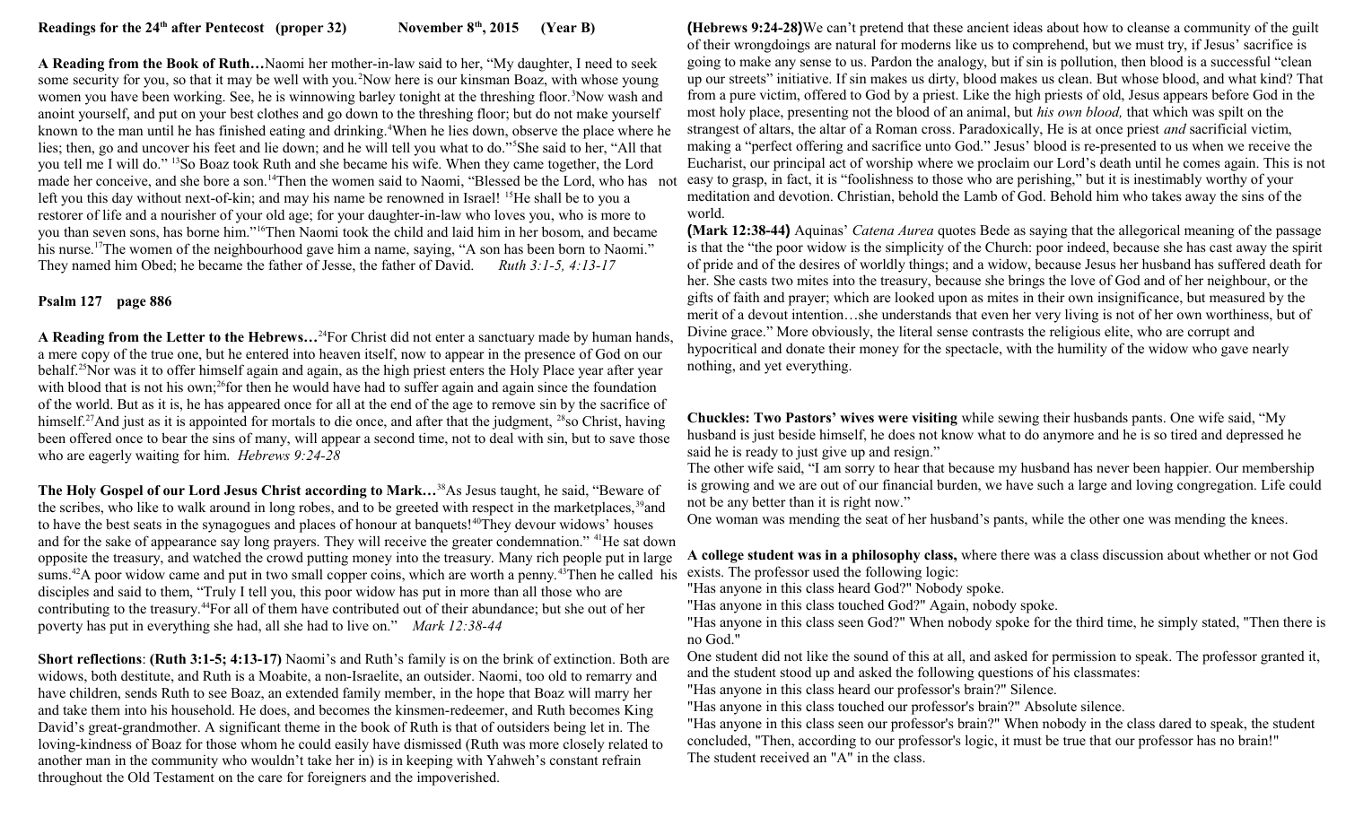**Readings for the 24th after Pentecost (proper 32) November 8th, 2015 (Year B)**

**A Reading from the Book of Ruth…**Naomi her mother-in-law said to her, "My daughter, I need to seek some security for you, so that it may be well with you.[2]Now here is our kinsman Boaz, with whose young women you have been working. See, he is winnowing barley tonight at the threshing floor.[3]Now wash and anoint yourself, and put on your best clothes and go down to the threshing floor; but do not make yourself known to the man until he has finished eating and drinking.[4]When he lies down, observe the place where he lies; then, go and uncover his feet and lie down; and he will tell you what to do."[5]She said to her, "All that you tell me I will do." [13]So Boaz took Ruth and she became his wife. When they came together, the Lord made her conceive, and she bore a son.[14]Then the women said to Naomi, "Blessed be the Lord, who has not left you this day without next-of-kin; and may his name be renowned in Israel! [15]He shall be to you a restorer of life and a nourisher of your old age; for your daughter-in-law who loves you, who is more to you than seven sons, has borne him."[16]Then Naomi took the child and laid him in her bosom, and became his nurse.[17]The women of the neighbourhood gave him a name, saying, "A son has been born to Naomi." They named him Obed; he became the father of Jesse, the father of David. *Ruth 3:1-5, 4:13-17*

**Psalm 127 page 886**

**A Reading from the Letter to the Hebrews…**[24]For Christ did not enter a sanctuary made by human hands, a mere copy of the true one, but he entered into heaven itself, now to appear in the presence of God on our behalf.[25]Nor was it to offer himself again and again, as the high priest enters the Holy Place year after year with blood that is not his own;[26]for then he would have had to suffer again and again since the foundation of the world. But as it is, he has appeared once for all at the end of the age to remove sin by the sacrifice of himself.[27]And just as it is appointed for mortals to die once, and after that the judgment, [28]so Christ, having been offered once to bear the sins of many, will appear a second time, not to deal with sin, but to save those who are eagerly waiting for him. *Hebrews 9:24-28*

**The Holy Gospel of our Lord Jesus Christ according to Mark…**[38]As Jesus taught, he said, "Beware of the scribes, who like to walk around in long robes, and to be greeted with respect in the marketplaces,[39]and to have the best seats in the synagogues and places of honour at banquets![40]They devour widows' houses and for the sake of appearance say long prayers. They will receive the greater condemnation." [41]He sat down opposite the treasury, and watched the crowd putting money into the treasury. Many rich people put in large sums.[42]A poor widow came and put in two small copper coins, which are worth a penny.[43]Then he called his disciples and said to them, "Truly I tell you, this poor widow has put in more than all those who are contributing to the treasury.[44]For all of them have contributed out of their abundance; but she out of her poverty has put in everything she had, all she had to live on." *Mark 12:38-44*

**Short reflections**: **(Ruth 3:1-5; 4:13-17)** Naomi's and Ruth's family is on the brink of extinction. Both are widows, both destitute, and Ruth is a Moabite, a non-Israelite, an outsider. Naomi, too old to remarry and have children, sends Ruth to see Boaz, an extended family member, in the hope that Boaz will marry her and take them into his household. He does, and becomes the kinsmen-redeemer, and Ruth becomes King David's great-grandmother. A significant theme in the book of Ruth is that of outsiders being let in. The loving-kindness of Boaz for those whom he could easily have dismissed (Ruth was more closely related to another man in the community who wouldn't take her in) is in keeping with Yahweh's constant refrain throughout the Old Testament on the care for foreigners and the impoverished.

**(Hebrews 9:24-28)**We can't pretend that these ancient ideas about how to cleanse a community of the guilt of their wrongdoings are natural for moderns like us to comprehend, but we must try, if Jesus' sacrifice is going to make any sense to us. Pardon the analogy, but if sin is pollution, then blood is a successful "clean up our streets" initiative. If sin makes us dirty, blood makes us clean. But whose blood, and what kind? That from a pure victim, offered to God by a priest. Like the high priests of old, Jesus appears before God in the most holy place, presenting not the blood of an animal, but *his own blood,* that which was spilt on the strangest of altars, the altar of a Roman cross. Paradoxically, He is at once priest *and* sacrificial victim, making a "perfect offering and sacrifice unto God." Jesus' blood is re-presented to us when we receive the Eucharist, our principal act of worship where we proclaim our Lord's death until he comes again. This is not easy to grasp, in fact, it is "foolishness to those who are perishing," but it is inestimably worthy of your meditation and devotion. Christian, behold the Lamb of God. Behold him who takes away the sins of the world.

**(Mark 12:38-44)** Aquinas' *Catena Aurea* quotes Bede as saying that the allegorical meaning of the passage is that the "the poor widow is the simplicity of the Church: poor indeed, because she has cast away the spirit of pride and of the desires of worldly things; and a widow, because Jesus her husband has suffered death for her. She casts two mites into the treasury, because she brings the love of God and of her neighbour, or the gifts of faith and prayer; which are looked upon as mites in their own insignificance, but measured by the merit of a devout intention…she understands that even her very living is not of her own worthiness, but of Divine grace." More obviously, the literal sense contrasts the religious elite, who are corrupt and hypocritical and donate their money for the spectacle, with the humility of the widow who gave nearly nothing, and yet everything.

**Chuckles: Two Pastors' wives were visiting** while sewing their husbands pants. One wife said, "My husband is just beside himself, he does not know what to do anymore and he is so tired and depressed he said he is ready to just give up and resign."

The other wife said, "I am sorry to hear that because my husband has never been happier. Our membership is growing and we are out of our financial burden, we have such a large and loving congregation. Life could not be any better than it is right now."

One woman was mending the seat of her husband's pants, while the other one was mending the knees.

**A college student was in a philosophy class,** where there was a class discussion about whether or not God exists. The professor used the following logic:

"Has anyone in this class heard God?" Nobody spoke.

"Has anyone in this class touched God?" Again, nobody spoke.

"Has anyone in this class seen God?" When nobody spoke for the third time, he simply stated, "Then there is no God."

One student did not like the sound of this at all, and asked for permission to speak. The professor granted it, and the student stood up and asked the following questions of his classmates:

"Has anyone in this class heard our professor's brain?" Silence.

"Has anyone in this class touched our professor's brain?" Absolute silence.

"Has anyone in this class seen our professor's brain?" When nobody in the class dared to speak, the student concluded, "Then, according to our professor's logic, it must be true that our professor has no brain!"

The student received an "A" in the class.